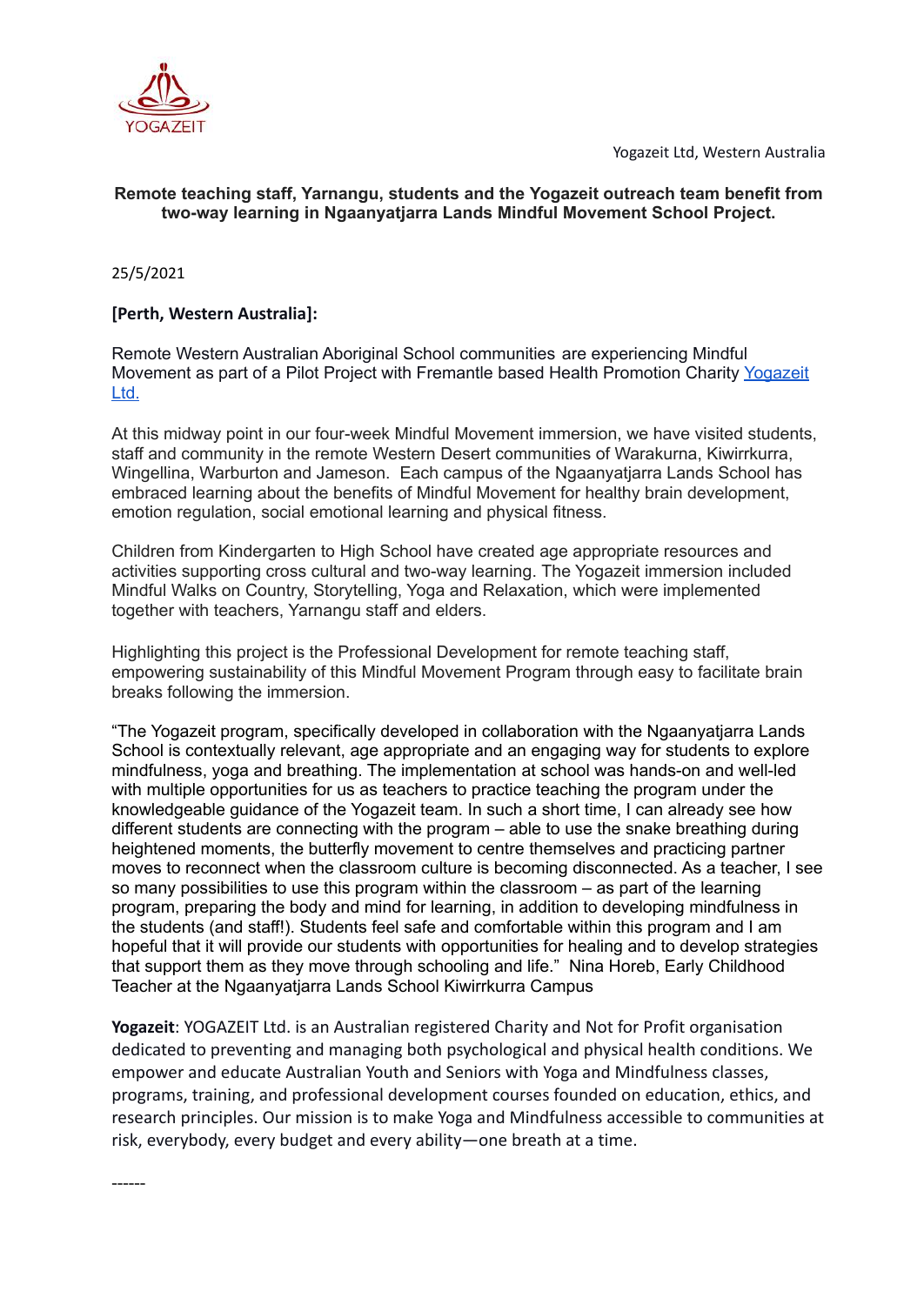YOGAZEIT

Yogazeit Ltd, Western Australia

**Remote teaching staff, Yarnangu, students and the Yogazeit outreach team benefit from two-way learning in Ngaanyatjarra Lands Mindful Movement School Project.**

25/5/2021

**[Perth, Western Australia]:**

Remote Western Australian Aboriginal School communities are experiencing Mindful Movement as part of a Pilot Project with Fremantle based Health Promotion Charity [Yogazeit Ltd.]

At this midway point in our four-week Mindful Movement immersion, we have visited students, staff and community in the remote Western Desert communities of Warakurna, Kiwirrkurra, Wingellina, Warburton and Jameson. Each campus of the Ngaanyatjarra Lands School has embraced learning about the benefits of Mindful Movement for healthy brain development, emotion regulation, social emotional learning and physical fitness.

Children from Kindergarten to High School have created age appropriate resources and activities supporting cross cultural and two-way learning. The Yogazeit immersion included Mindful Walks on Country, Storytelling, Yoga and Relaxation, which were implemented together with teachers, Yarnangu staff and elders.

Highlighting this project is the Professional Development for remote teaching staff, empowering sustainability of this Mindful Movement Program through easy to facilitate brain breaks following the immersion.

"The Yogazeit program, specifically developed in collaboration with the Ngaanyatjarra Lands School is contextually relevant, age appropriate and an engaging way for students to explore mindfulness, yoga and breathing. The implementation at school was hands-on and well-led with multiple opportunities for us as teachers to practice teaching the program under the knowledgeable guidance of the Yogazeit team. In such a short time, I can already see how different students are connecting with the program – able to use the snake breathing during heightened moments, the butterfly movement to centre themselves and practicing partner moves to reconnect when the classroom culture is becoming disconnected. As a teacher, I see so many possibilities to use this program within the classroom – as part of the learning program, preparing the body and mind for learning, in addition to developing mindfulness in the students (and staff!). Students feel safe and comfortable within this program and I am hopeful that it will provide our students with opportunities for healing and to develop strategies that support them as they move through schooling and life." Nina Horeb, Early Childhood Teacher at the Ngaanyatjarra Lands School Kiwirrkurra Campus

**Yogazeit**: YOGAZEIT Ltd. is an Australian registered Charity and Not for Profit organisation dedicated to preventing and managing both psychological and physical health conditions. We empower and educate Australian Youth and Seniors with Yoga and Mindfulness classes, programs, training, and professional development courses founded on education, ethics, and research principles. Our mission is to make Yoga and Mindfulness accessible to communities at risk, everybody, every budget and every ability—one breath at a time.

------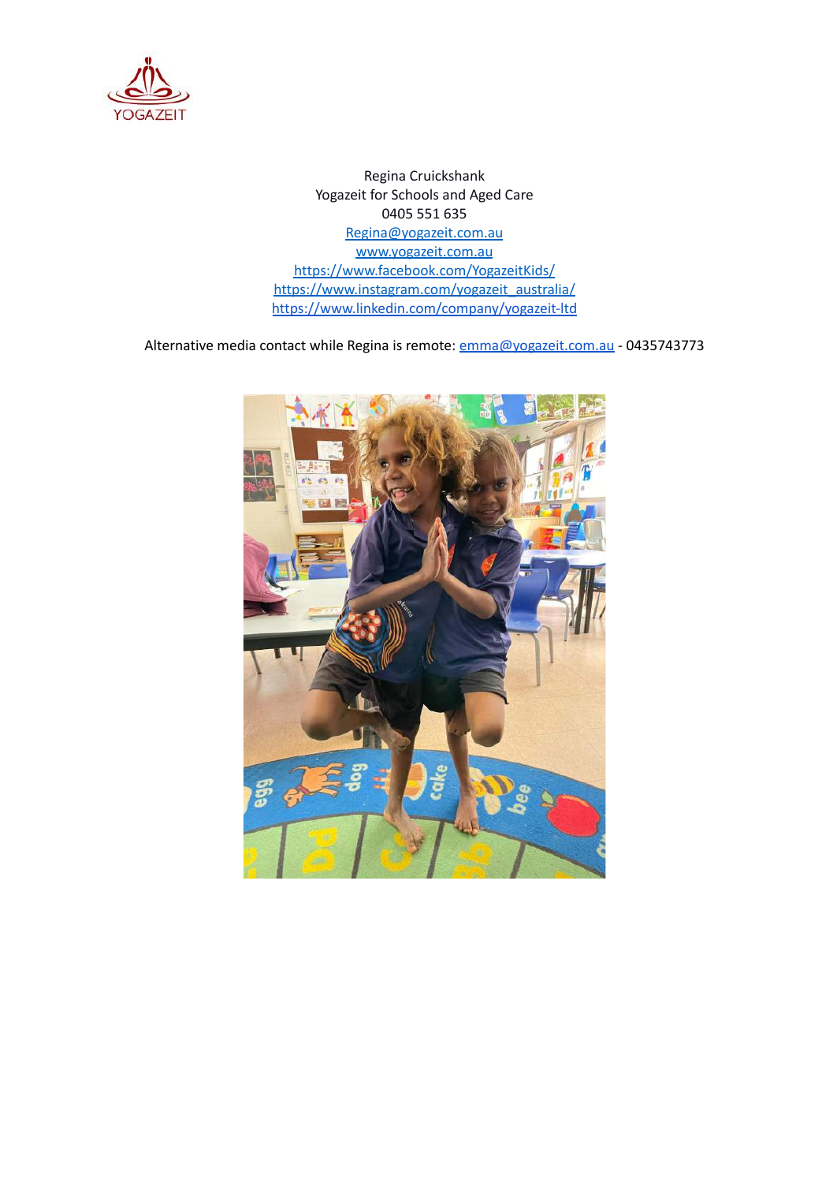YOGAZEIT

Regina Cruickshank
Yogazeit for Schools and Aged Care
0405 551 635
Regina@yogazeit.com.au
www.yogazeit.com.au
https://www.facebook.com/YogazeitKids/
https://www.instagram.com/yogazeit_australia/
https://www.linkedin.com/company/yogazeit-ltd

Alternative media contact while Regina is remote: emma@yogazeit.com.au - 0435743773